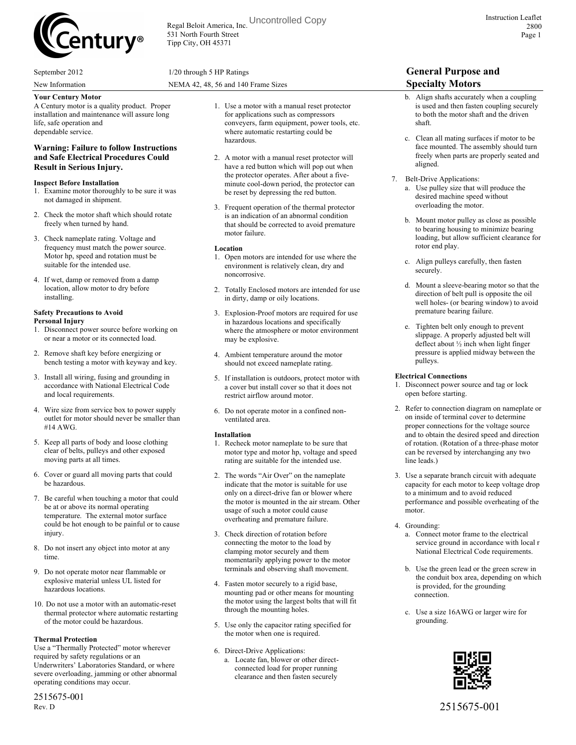Regal Beloit America, Inc.
531 North Fourth Street
Tipp City, OH 45371

Uncontrolled Copy

Instruction Leaflet 2800

September 2012 — 1/20 through 5 HP Ratings

New Information — NEMA 42, 48, 56 and 140 Frame Sizes

# General Purpose and Specialty Motors

**Your Century Motor**

A Century motor is a quality product. Proper installation and maintenance will assure long life, safe operation and dependable service.

## Warning: Failure to follow Instructions and Safe Electrical Procedures Could Result in Serious Injury.

**Inspect Before Installation**

1. Examine motor thoroughly to be sure it was not damaged in shipment.
2. Check the motor shaft which should rotate freely when turned by hand.
3. Check nameplate rating. Voltage and frequency must match the power source. Motor hp, speed and rotation must be suitable for the intended use.
4. If wet, damp or removed from a damp location, allow motor to dry before installing.

**Safety Precautions to Avoid Personal Injury**

1. Disconnect power source before working on or near a motor or its connected load.
2. Remove shaft key before energizing or bench testing a motor with keyway and key.
3. Install all wiring, fusing and grounding in accordance with National Electrical Code and local requirements.
4. Wire size from service box to power supply outlet for motor should never be smaller than #14 AWG.
5. Keep all parts of body and loose clothing clear of belts, pulleys and other exposed moving parts at all times.
6. Cover or guard all moving parts that could be hazardous.
7. Be careful when touching a motor that could be at or above its normal operating temperature. The external motor surface could be hot enough to be painful or to cause injury.
8. Do not insert any object into motor at any time.
9. Do not operate motor near flammable or explosive material unless UL listed for hazardous locations.
10. Do not use a motor with an automatic-reset thermal protector where automatic restarting of the motor could be hazardous.

**Thermal Protection**

Use a "Thermally Protected" motor wherever required by safety regulations or an Underwriters' Laboratories Standard, or where severe overloading, jamming or other abnormal operating conditions may occur.

1. Use a motor with a manual reset protector for applications such as compressors conveyers, farm equipment, power tools, etc. where automatic restarting could be hazardous.
2. A motor with a manual reset protector will have a red button which will pop out when the protector operates. After about a five-minute cool-down period, the protector can be reset by depressing the red button.
3. Frequent operation of the thermal protector is an indication of an abnormal condition that should be corrected to avoid premature motor failure.

**Location**

1. Open motors are intended for use where the environment is relatively clean, dry and noncorrosive.
2. Totally Enclosed motors are intended for use in dirty, damp or oily locations.
3. Explosion-Proof motors are required for use in hazardous locations and specifically where the atmosphere or motor environment may be explosive.
4. Ambient temperature around the motor should not exceed nameplate rating.
5. If installation is outdoors, protect motor with a cover but install cover so that it does not restrict airflow around motor.
6. Do not operate motor in a confined non-ventilated area.

**Installation**

1. Recheck motor nameplate to be sure that motor type and motor hp, voltage and speed rating are suitable for the intended use.
2. The words "Air Over" on the nameplate indicate that the motor is suitable for use only on a direct-drive fan or blower where the motor is mounted in the air stream. Other usage of such a motor could cause overheating and premature failure.
3. Check direction of rotation before connecting the motor to the load by clamping motor securely and them momentarily applying power to the motor terminals and observing shaft movement.
4. Fasten motor securely to a rigid base, mounting pad or other means for mounting the motor using the largest bolts that will fit through the mounting holes.
5. Use only the capacitor rating specified for the motor when one is required.
6. Direct-Drive Applications:
   a. Locate fan, blower or other direct-connected load for proper running clearance and then fasten securely
   b. Align shafts accurately when a coupling is used and then fasten coupling securely to both the motor shaft and the driven shaft.
   c. Clean all mating surfaces if motor to be face mounted. The assembly should turn freely when parts are properly seated and aligned.
7. Belt-Drive Applications:
   a. Use pulley size that will produce the desired machine speed without overloading the motor.
   b. Mount motor pulley as close as possible to bearing housing to minimize bearing loading, but allow sufficient clearance for rotor end play.
   c. Align pulleys carefully, then fasten securely.
   d. Mount a sleeve-bearing motor so that the direction of belt pull is opposite the oil well holes- (or bearing window) to avoid premature bearing failure.
   e. Tighten belt only enough to prevent slippage. A properly adjusted belt will deflect about ½ inch when light finger pressure is applied midway between the pulleys.

**Electrical Connections**

1. Disconnect power source and tag or lock open before starting.
2. Refer to connection diagram on nameplate or on inside of terminal cover to determine proper connections for the voltage source and to obtain the desired speed and direction of rotation. (Rotation of a three-phase motor can be reversed by interchanging any two line leads.)
3. Use a separate branch circuit with adequate capacity for each motor to keep voltage drop to a minimum and to avoid reduced performance and possible overheating of the motor.
4. Grounding:
   a. Connect motor frame to the electrical service ground in accordance with local r National Electrical Code requirements.
   b. Use the green lead or the green screw in the conduit box area, depending on which is provided, for the grounding connection.
   c. Use a size 16AWG or larger wire for grounding.

2515675-001
Rev. D

2515675-001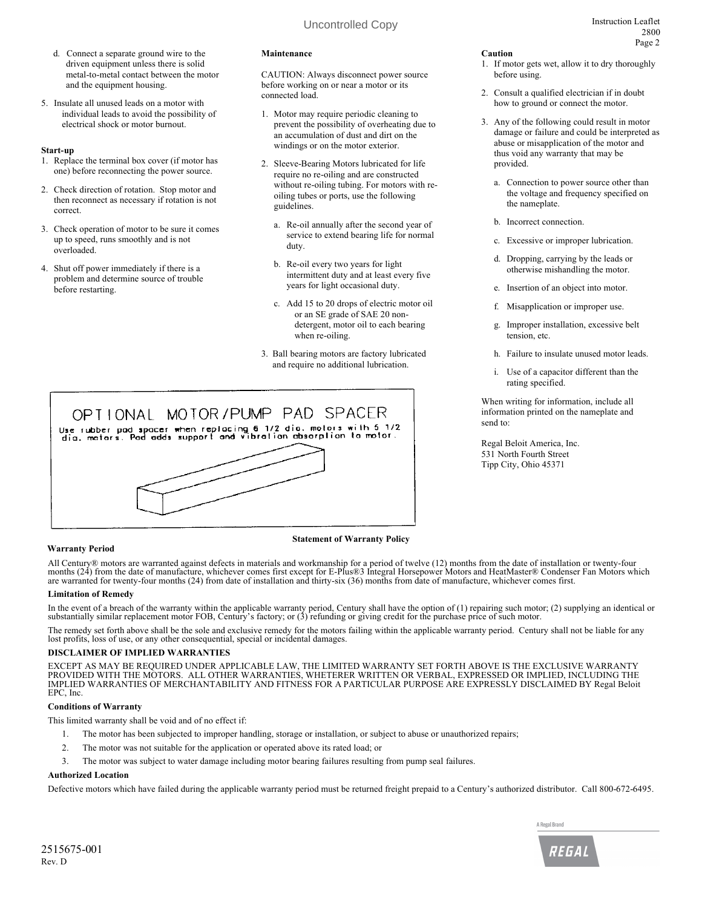d. Connect a separate ground wire to the driven equipment unless there is solid metal-to-metal contact between the motor and the equipment housing.

5. Insulate all unused leads on a motor with individual leads to avoid the possibility of electrical shock or motor burnout.

**Start-up**

1. Replace the terminal box cover (if motor has one) before reconnecting the power source.
2. Check direction of rotation. Stop motor and then reconnect as necessary if rotation is not correct.
3. Check operation of motor to be sure it comes up to speed, runs smoothly and is not overloaded.
4. Shut off power immediately if there is a problem and determine source of trouble before restarting.

**Maintenance**

CAUTION: Always disconnect power source before working on or near a motor or its connected load.

1. Motor may require periodic cleaning to prevent the possibility of overheating due to an accumulation of dust and dirt on the windings or on the motor exterior.
2. Sleeve-Bearing Motors lubricated for life require no re-oiling and are constructed without re-oiling tubing. For motors with re-oiling tubes or ports, use the following guidelines.
   a. Re-oil annually after the second year of service to extend bearing life for normal duty.
   b. Re-oil every two years for light intermittent duty and at least every five years for light occasional duty.
   c. Add 15 to 20 drops of electric motor oil or an SE grade of SAE 20 non-detergent, motor oil to each bearing when re-oiling.
3. Ball bearing motors are factory lubricated and require no additional lubrication.

**Caution**

1. If motor gets wet, allow it to dry thoroughly before using.
2. Consult a qualified electrician if in doubt how to ground or connect the motor.
3. Any of the following could result in motor damage or failure and could be interpreted as abuse or misapplication of the motor and thus void any warranty that may be provided.
   a. Connection to power source other than the voltage and frequency specified on the nameplate.
   b. Incorrect connection.
   c. Excessive or improper lubrication.
   d. Dropping, carrying by the leads or otherwise mishandling the motor.
   e. Insertion of an object into motor.
   f. Misapplication or improper use.
   g. Improper installation, excessive belt tension, etc.
   h. Failure to insulate unused motor leads.
   i. Use of a capacitor different than the rating specified.

When writing for information, include all information printed on the nameplate and send to:

Regal Beloit America, Inc.
531 North Fourth Street
Tipp City, Ohio 45371

OPTIONAL MOTOR/PUMP PAD SPACER

Use rubber pad spacer when replacing 6 1/2 dia. motors with 5 1/2 dia. motors. Pad adds support and vibration absorption to motor.

**Statement of Warranty Policy**

**Warranty Period**

All Century® motors are warranted against defects in materials and workmanship for a period of twelve (12) months from the date of installation or twenty-four months (24) from the date of manufacture, whichever comes first except for E-Plus®3 Integral Horsepower Motors and HeatMaster® Condenser Fan Motors which are warranted for twenty-four months (24) from date of installation and thirty-six (36) months from date of manufacture, whichever comes first.

**Limitation of Remedy**

In the event of a breach of the warranty within the applicable warranty period, Century shall have the option of (1) repairing such motor; (2) supplying an identical or substantially similar replacement motor FOB, Century's factory; or (3) refunding or giving credit for the purchase price of such motor.

The remedy set forth above shall be the sole and exclusive remedy for the motors failing within the applicable warranty period. Century shall not be liable for any lost profits, loss of use, or any other consequential, special or incidental damages.

**DISCLAIMER OF IMPLIED WARRANTIES**

EXCEPT AS MAY BE REQUIRED UNDER APPLICABLE LAW, THE LIMITED WARRANTY SET FORTH ABOVE IS THE EXCLUSIVE WARRANTY PROVIDED WITH THE MOTORS. ALL OTHER WARRANTIES, WHETERER WRITTEN OR VERBAL, EXPRESSED OR IMPLIED, INCLUDING THE IMPLIED WARRANTIES OF MERCHANTABILITY AND FITNESS FOR A PARTICULAR PURPOSE ARE EXPRESSLY DISCLAIMED BY Regal Beloit EPC, Inc.

**Conditions of Warranty**

This limited warranty shall be void and of no effect if:

1. The motor has been subjected to improper handling, storage or installation, or subject to abuse or unauthorized repairs;
2. The motor was not suitable for the application or operated above its rated load; or
3. The motor was subject to water damage including motor bearing failures resulting from pump seal failures.

**Authorized Location**

Defective motors which have failed during the applicable warranty period must be returned freight prepaid to a Century's authorized distributor. Call 800-672-6495.

2515675-001
Rev. D